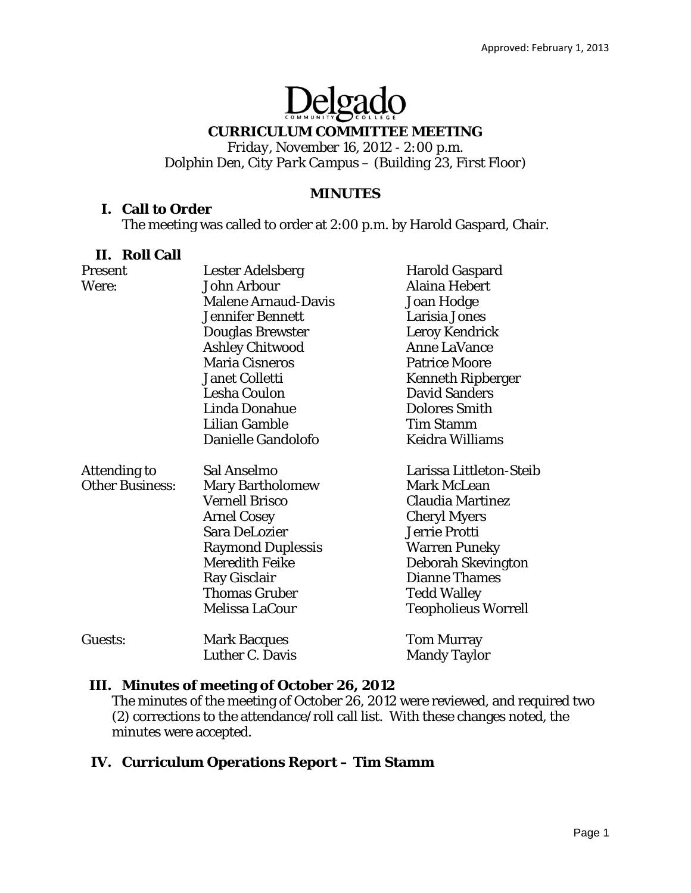Approved: February 1, 2013

# Delgado Community College

## CURRICULUM COMMITTEE MEETING

*Friday, November 16, 2012 - 2:00 p.m.*
*Dolphin Den, City Park Campus – (Building 23, First Floor)*

### MINUTES

### I. Call to Order

The meeting was called to order at 2:00 p.m. by Harold Gaspard, Chair.

### II. Roll Call

| | | |
|---|---|---|
| Present Were: | Lester Adelsberg | Harold Gaspard |
| | John Arbour | Alaina Hebert |
| | Malene Arnaud-Davis | Joan Hodge |
| | Jennifer Bennett | Larisia Jones |
| | Douglas Brewster | Leroy Kendrick |
| | Ashley Chitwood | Anne LaVance |
| | Maria Cisneros | Patrice Moore |
| | Janet Colletti | Kenneth Ripberger |
| | Lesha Coulon | David Sanders |
| | Linda Donahue | Dolores Smith |
| | Lilian Gamble | Tim Stamm |
| | Danielle Gandolofo | Keidra Williams |
| Attending to Other Business: | Sal Anselmo | Larissa Littleton-Steib |
| | Mary Bartholomew | Mark McLean |
| | Vernell Brisco | Claudia Martinez |
| | Arnel Cosey | Cheryl Myers |
| | Sara DeLozier | Jerrie Protti |
| | Raymond Duplessis | Warren Puneky |
| | Meredith Feike | Deborah Skevington |
| | Ray Gisclair | Dianne Thames |
| | Thomas Gruber | Tedd Walley |
| | Melissa LaCour | Teopholieus Worrell |
| Guests: | Mark Bacques | Tom Murray |
| | Luther C. Davis | Mandy Taylor |

### III. Minutes of meeting of October 26, 2012

The minutes of the meeting of October 26, 2012 were reviewed, and required two (2) corrections to the attendance/roll call list. With these changes noted, the minutes were accepted.

### IV. Curriculum Operations Report – Tim Stamm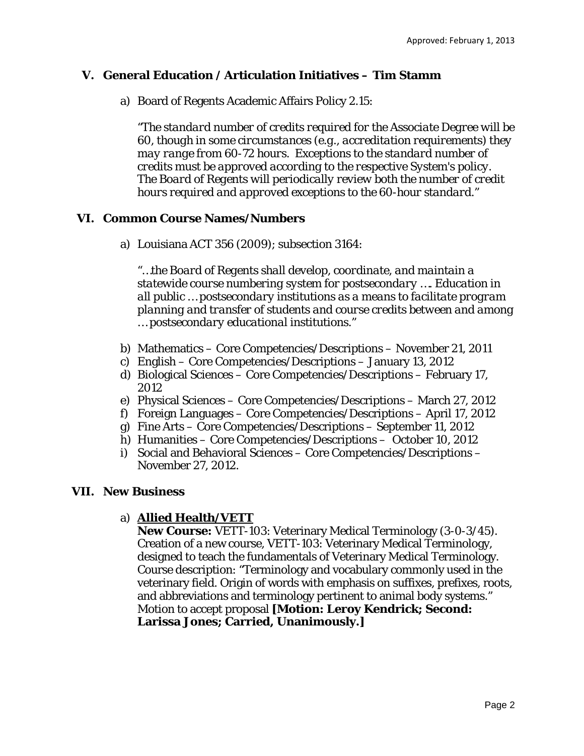## V. General Education / Articulation Initiatives – Tim Stamm

a) Board of Regents Academic Affairs Policy 2.15:

*"The standard number of credits required for the Associate Degree will be 60, though in some circumstances (e.g., accreditation requirements) they may range from 60-72 hours. Exceptions to the standard number of credits must be approved according to the respective System's policy. The Board of Regents will periodically review both the number of credit hours required and approved exceptions to the 60-hour standard."*

## VI. Common Course Names/Numbers

a) Louisiana ACT 356 (2009); subsection 3164:

*"…the Board of Regents shall develop, coordinate, and maintain a statewide course numbering system for postsecondary …. Education in all public … postsecondary institutions as a means to facilitate program planning and transfer of students and course credits between and among … postsecondary educational institutions."*

b) Mathematics – Core Competencies/Descriptions – November 21, 2011
c) English – Core Competencies/Descriptions – January 13, 2012
d) Biological Sciences – Core Competencies/Descriptions – February 17, 2012
e) Physical Sciences – Core Competencies/Descriptions – March 27, 2012
f) Foreign Languages – Core Competencies/Descriptions – April 17, 2012
g) Fine Arts – Core Competencies/Descriptions – September 11, 2012
h) Humanities – Core Competencies/Descriptions – October 10, 2012
i) Social and Behavioral Sciences – Core Competencies/Descriptions – November 27, 2012.

## VII. New Business

a) **Allied Health/VETT**

**New Course:** VETT-103: Veterinary Medical Terminology (3-0-3/45). Creation of a new course, VETT-103: Veterinary Medical Terminology, designed to teach the fundamentals of Veterinary Medical Terminology. Course description: "Terminology and vocabulary commonly used in the veterinary field. Origin of words with emphasis on suffixes, prefixes, roots, and abbreviations and terminology pertinent to animal body systems." Motion to accept proposal **[Motion: Leroy Kendrick; Second: Larissa Jones; Carried, Unanimously.]**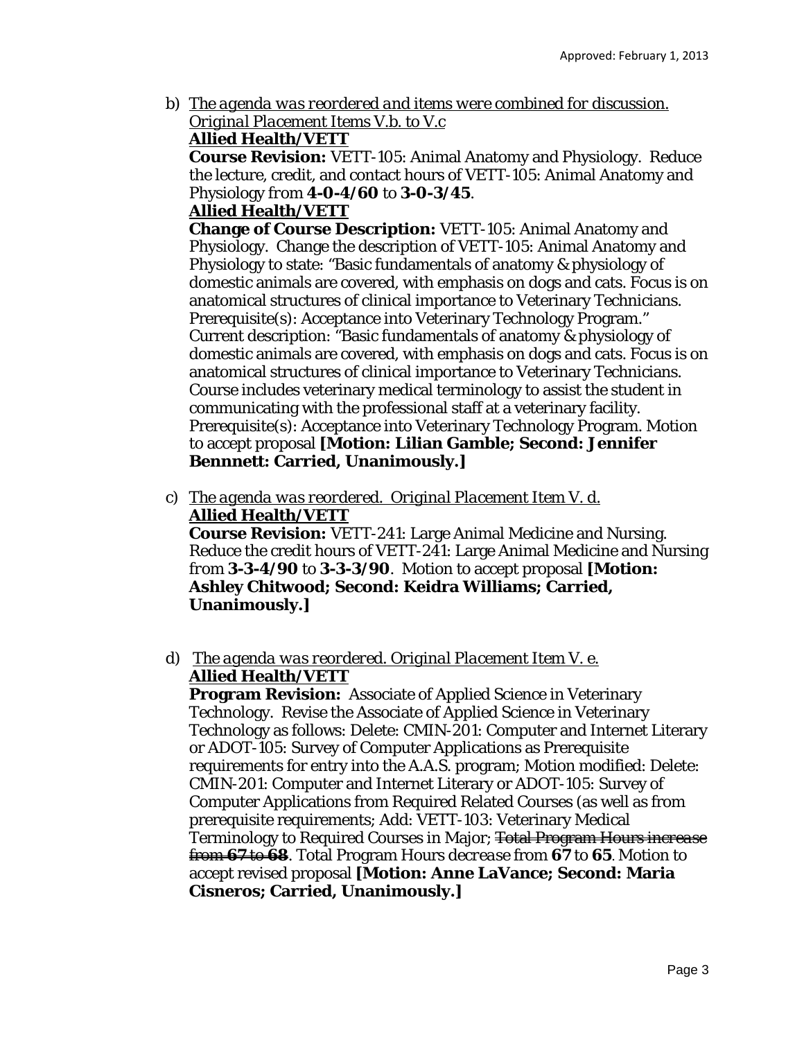b) *<u>The agenda was reordered and items were combined for discussion. Original Placement Items V.b. to V.c</u>*
   **<u>Allied Health/VETT</u>**
   **Course Revision:** VETT-105: Animal Anatomy and Physiology. Reduce the lecture, credit, and contact hours of VETT-105: Animal Anatomy and Physiology from **4-0-4/60** to **3-0-3/45**.
   **<u>Allied Health/VETT</u>**
   **Change of Course Description:** VETT-105: Animal Anatomy and Physiology. Change the description of VETT-105: Animal Anatomy and Physiology to state: "Basic fundamentals of anatomy & physiology of domestic animals are covered, with emphasis on dogs and cats. Focus is on anatomical structures of clinical importance to Veterinary Technicians. Prerequisite(s): Acceptance into Veterinary Technology Program." Current description: "Basic fundamentals of anatomy & physiology of domestic animals are covered, with emphasis on dogs and cats. Focus is on anatomical structures of clinical importance to Veterinary Technicians. Course includes veterinary medical terminology to assist the student in communicating with the professional staff at a veterinary facility. Prerequisite(s): Acceptance into Veterinary Technology Program. Motion to accept proposal **[Motion: Lilian Gamble; Second: Jennifer Bennnett: Carried, Unanimously.]**

c) *<u>The agenda was reordered. Original Placement Item V. d.</u>*
   **<u>Allied Health/VETT</u>**
   **Course Revision:** VETT-241: Large Animal Medicine and Nursing. Reduce the credit hours of VETT-241: Large Animal Medicine and Nursing from **3-3-4/90** to **3-3-3/90**. Motion to accept proposal **[Motion: Ashley Chitwood; Second: Keidra Williams; Carried, Unanimously.]**

d) *<u>The agenda was reordered. Original Placement Item V. e.</u>*
   **<u>Allied Health/VETT</u>**
   **Program Revision:** Associate of Applied Science in Veterinary Technology. Revise the Associate of Applied Science in Veterinary Technology as follows: Delete: CMIN-201: Computer and Internet Literary or ADOT-105: Survey of Computer Applications as Prerequisite requirements for entry into the A.A.S. program; Motion modified: Delete: CMIN-201: Computer and Internet Literary or ADOT-105: Survey of Computer Applications from Required Related Courses (as well as from prerequisite requirements; Add: VETT-103: Veterinary Medical Terminology to Required Courses in Major; ~~Total Program Hours increase from **67** to **68**~~. Total Program Hours *decrease* from **67** to **65**. Motion to accept revised proposal **[Motion: Anne LaVance; Second: Maria Cisneros; Carried, Unanimously.]**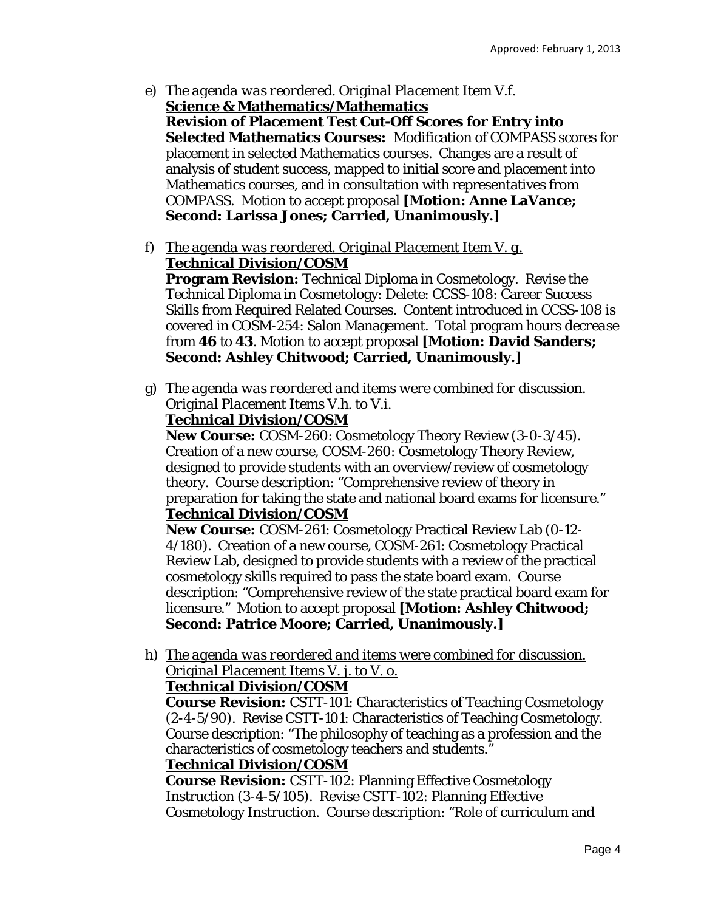e) *The agenda was reordered. Original Placement Item V.f.*
   **Science & Mathematics/Mathematics**
   **Revision of Placement Test Cut-Off Scores for Entry into Selected Mathematics Courses:** Modification of COMPASS scores for placement in selected Mathematics courses. Changes are a result of analysis of student success, mapped to initial score and placement into Mathematics courses, and in consultation with representatives from COMPASS. Motion to accept proposal **[Motion: Anne LaVance; Second: Larissa Jones; Carried, Unanimously.]**

f) *The agenda was reordered. Original Placement Item V. g.*
   **Technical Division/COSM**
   **Program Revision:** Technical Diploma in Cosmetology. Revise the Technical Diploma in Cosmetology: Delete: CCSS-108: Career Success Skills from Required Related Courses. Content introduced in CCSS-108 is covered in COSM-254: Salon Management. Total program hours *decrease* from **46** to **43**. Motion to accept proposal **[Motion: David Sanders; Second: Ashley Chitwood; Carried, Unanimously.]**

g) *The agenda was reordered and items were combined for discussion. Original Placement Items V.h. to V.i.*
   **Technical Division/COSM**
   **New Course:** COSM-260: Cosmetology Theory Review (3-0-3/45). Creation of a new course, COSM-260: Cosmetology Theory Review, designed to provide students with an overview/review of cosmetology theory. Course description: "Comprehensive review of theory in preparation for taking the state and national board exams for licensure."
   **Technical Division/COSM**
   **New Course:** COSM-261: Cosmetology Practical Review Lab (0-12-4/180). Creation of a new course, COSM-261: Cosmetology Practical Review Lab, designed to provide students with a review of the practical cosmetology skills required to pass the state board exam. Course description: "Comprehensive review of the state practical board exam for licensure." Motion to accept proposal **[Motion: Ashley Chitwood; Second: Patrice Moore; Carried, Unanimously.]**

h) *The agenda was reordered and items were combined for discussion. Original Placement Items V. j. to V. o.*
   **Technical Division/COSM**
   **Course Revision:** CSTT-101: Characteristics of Teaching Cosmetology (2-4-5/90). Revise CSTT-101: Characteristics of Teaching Cosmetology. Course description: "The philosophy of teaching as a profession and the characteristics of cosmetology teachers and students."
   **Technical Division/COSM**
   **Course Revision:** CSTT-102: Planning Effective Cosmetology Instruction (3-4-5/105). Revise CSTT-102: Planning Effective Cosmetology Instruction. Course description: "Role of curriculum and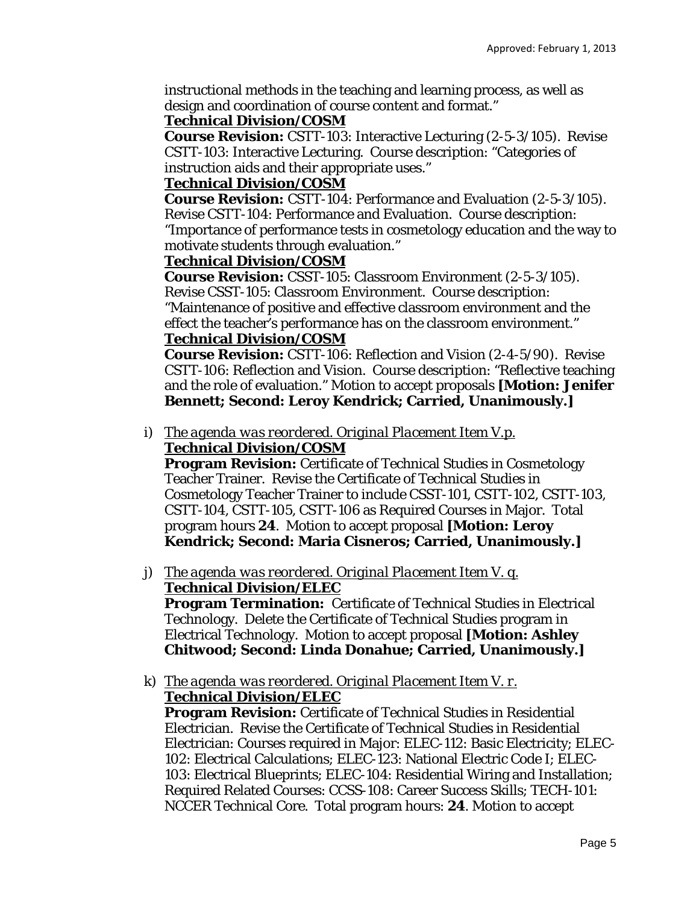instructional methods in the teaching and learning process, as well as design and coordination of course content and format."

**Technical Division/COSM**

**Course Revision:** CSTT-103: Interactive Lecturing (2-5-3/105). Revise CSTT-103: Interactive Lecturing. Course description: "Categories of instruction aids and their appropriate uses."

**Technical Division/COSM**

**Course Revision:** CSTT-104: Performance and Evaluation (2-5-3/105). Revise CSTT-104: Performance and Evaluation. Course description: "Importance of performance tests in cosmetology education and the way to motivate students through evaluation."

**Technical Division/COSM**

**Course Revision:** CSST-105: Classroom Environment (2-5-3/105). Revise CSST-105: Classroom Environment. Course description: "Maintenance of positive and effective classroom environment and the effect the teacher's performance has on the classroom environment."

**Technical Division/COSM**

**Course Revision:** CSTT-106: Reflection and Vision (2-4-5/90). Revise CSTT-106: Reflection and Vision. Course description: "Reflective teaching and the role of evaluation." Motion to accept proposals **[Motion: Jenifer Bennett; Second: Leroy Kendrick; Carried, Unanimously.]**

i) *The agenda was reordered. Original Placement Item V.p.*
**Technical Division/COSM**
**Program Revision:** Certificate of Technical Studies in Cosmetology Teacher Trainer. Revise the Certificate of Technical Studies in Cosmetology Teacher Trainer to include CSST-101, CSTT-102, CSTT-103, CSTT-104, CSTT-105, CSTT-106 as Required Courses in Major. Total program hours **24**. Motion to accept proposal **[Motion: Leroy Kendrick; Second: Maria Cisneros; Carried, Unanimously.]**

j) *The agenda was reordered. Original Placement Item V. q.*
**Technical Division/ELEC**
**Program Termination:** Certificate of Technical Studies in Electrical Technology. Delete the Certificate of Technical Studies program in Electrical Technology. Motion to accept proposal **[Motion: Ashley Chitwood; Second: Linda Donahue; Carried, Unanimously.]**

k) *The agenda was reordered. Original Placement Item V. r.*
**Technical Division/ELEC**
**Program Revision:** Certificate of Technical Studies in Residential Electrician. Revise the Certificate of Technical Studies in Residential Electrician: Courses required in Major: ELEC-112: Basic Electricity; ELEC-102: Electrical Calculations; ELEC-123: National Electric Code I; ELEC-103: Electrical Blueprints; ELEC-104: Residential Wiring and Installation; Required Related Courses: CCSS-108: Career Success Skills; TECH-101: NCCER Technical Core. Total program hours: **24**. Motion to accept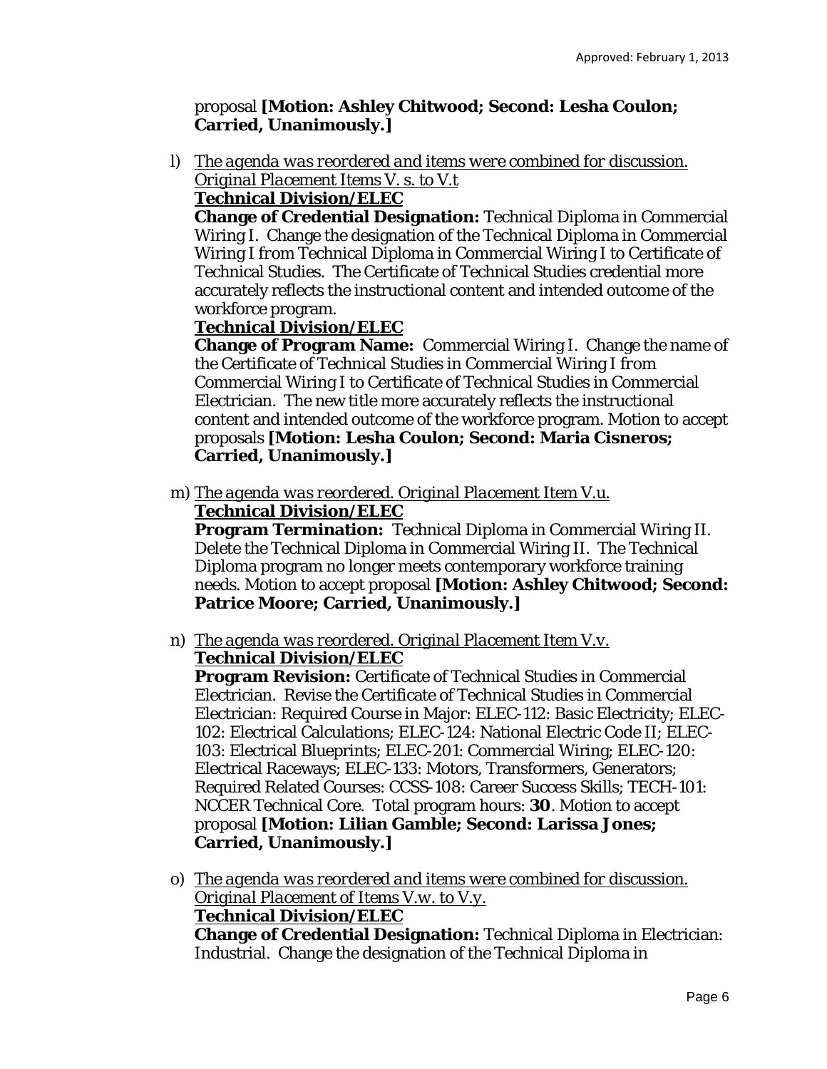proposal **[Motion: Ashley Chitwood; Second: Lesha Coulon; Carried, Unanimously.]**

l) *The agenda was reordered and items were combined for discussion. Original Placement Items V. s. to V.t*
**Technical Division/ELEC**
**Change of Credential Designation:** Technical Diploma in Commercial Wiring I. Change the designation of the Technical Diploma in Commercial Wiring I from Technical Diploma in Commercial Wiring I to Certificate of Technical Studies. The Certificate of Technical Studies credential more accurately reflects the instructional content and intended outcome of the workforce program.
**Technical Division/ELEC**
**Change of Program Name:** Commercial Wiring I. Change the name of the Certificate of Technical Studies in Commercial Wiring I from Commercial Wiring I to Certificate of Technical Studies in Commercial Electrician. The new title more accurately reflects the instructional content and intended outcome of the workforce program. Motion to accept proposals **[Motion: Lesha Coulon; Second: Maria Cisneros; Carried, Unanimously.]**

m) *The agenda was reordered. Original Placement Item V.u.*
**Technical Division/ELEC**
**Program Termination:** Technical Diploma in Commercial Wiring II. Delete the Technical Diploma in Commercial Wiring II. The Technical Diploma program no longer meets contemporary workforce training needs. Motion to accept proposal **[Motion: Ashley Chitwood; Second: Patrice Moore; Carried, Unanimously.]**

n) *The agenda was reordered. Original Placement Item V.v.*
**Technical Division/ELEC**
**Program Revision:** Certificate of Technical Studies in Commercial Electrician. Revise the Certificate of Technical Studies in Commercial Electrician: Required Course in Major: ELEC-112: Basic Electricity; ELEC-102: Electrical Calculations; ELEC-124: National Electric Code II; ELEC-103: Electrical Blueprints; ELEC-201: Commercial Wiring; ELEC-120: Electrical Raceways; ELEC-133: Motors, Transformers, Generators; Required Related Courses: CCSS-108: Career Success Skills; TECH-101: NCCER Technical Core. Total program hours: **30**. Motion to accept proposal **[Motion: Lilian Gamble; Second: Larissa Jones; Carried, Unanimously.]**

o) *The agenda was reordered and items were combined for discussion. Original Placement of Items V.w. to V.y.*
**Technical Division/ELEC**
**Change of Credential Designation:** Technical Diploma in Electrician: Industrial. Change the designation of the Technical Diploma in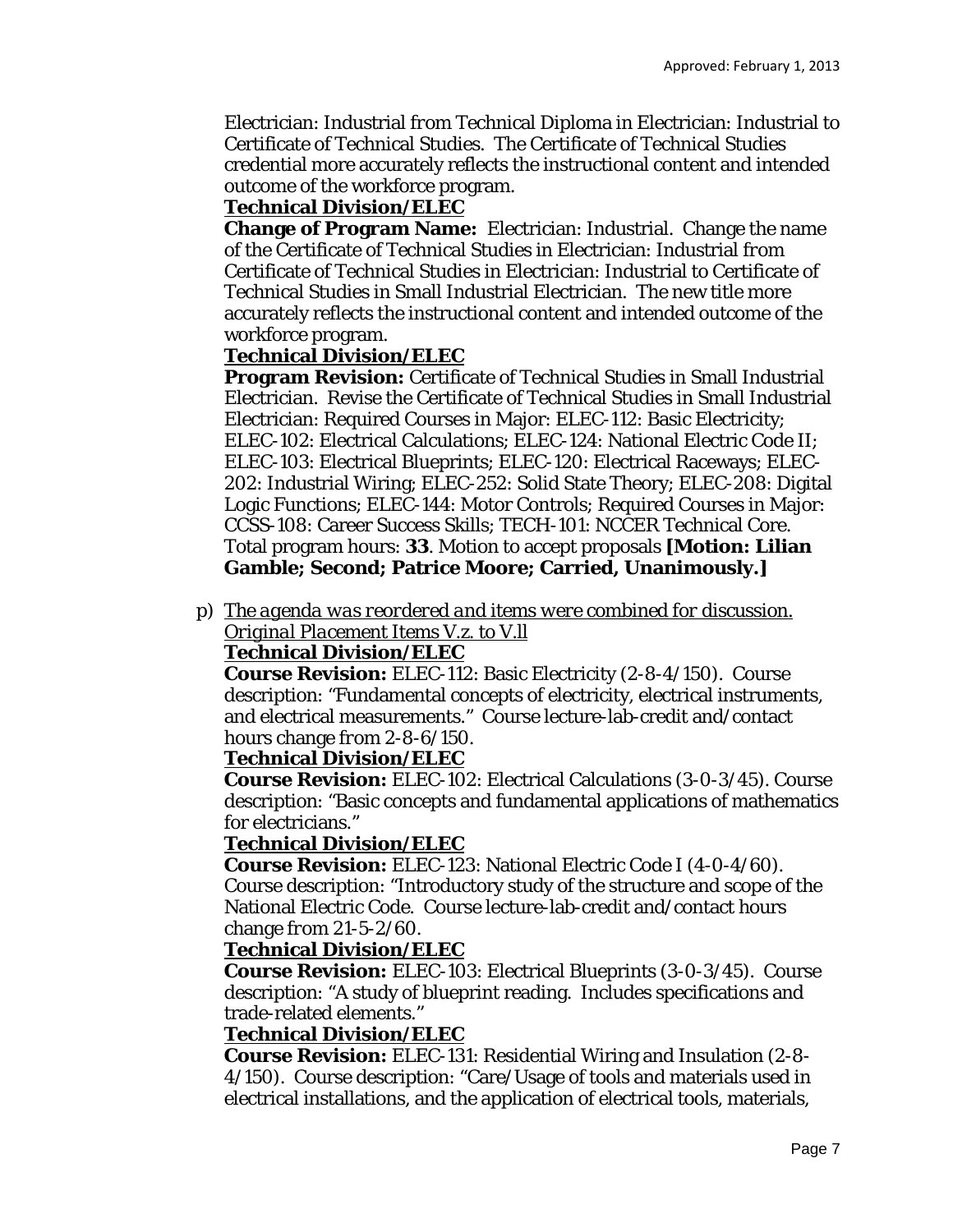Electrician: Industrial *from* Technical Diploma in Electrician: Industrial *to* Certificate of Technical Studies. The Certificate of Technical Studies credential more accurately reflects the instructional content and intended outcome of the workforce program.

**Technical Division/ELEC**

**Change of Program Name:** Electrician: Industrial. Change the name of the Certificate of Technical Studies in Electrician: Industrial *from* Certificate of Technical Studies in Electrician: Industrial *to* Certificate of Technical Studies in Small Industrial Electrician. The new title more accurately reflects the instructional content and intended outcome of the workforce program.

**Technical Division/ELEC**

**Program Revision:** Certificate of Technical Studies in Small Industrial Electrician. Revise the Certificate of Technical Studies in Small Industrial Electrician: Required Courses in Major: ELEC-112: Basic Electricity; ELEC-102: Electrical Calculations; ELEC-124: National Electric Code II; ELEC-103: Electrical Blueprints; ELEC-120: Electrical Raceways; ELEC-202: Industrial Wiring; ELEC-252: Solid State Theory; ELEC-208: Digital Logic Functions; ELEC-144: Motor Controls; Required Courses in Major: CCSS-108: Career Success Skills; TECH-101: NCCER Technical Core. Total program hours: **33**. Motion to accept proposals **[Motion: Lilian Gamble; Second; Patrice Moore; Carried, Unanimously.]**

p) *The agenda was reordered and items were combined for discussion. Original Placement Items V.z. to V.ll*

**Technical Division/ELEC**

**Course Revision:** ELEC-112: Basic Electricity (2-8-4/150). Course description: "Fundamental concepts of electricity, electrical instruments, and electrical measurements." Course lecture-lab-credit and/contact hours change *from* 2-8-6/150.

**Technical Division/ELEC**

**Course Revision:** ELEC-102: Electrical Calculations (3-0-3/45). Course description: "Basic concepts and fundamental applications of mathematics for electricians."

**Technical Division/ELEC**

**Course Revision:** ELEC-123: National Electric Code I (4-0-4/60). Course description: "Introductory study of the structure and scope of the National Electric Code. Course lecture-lab-credit and/contact hours change *from* 21-5-2/60.

**Technical Division/ELEC**

**Course Revision:** ELEC-103: Electrical Blueprints (3-0-3/45). Course description: "A study of blueprint reading. Includes specifications and trade-related elements."

**Technical Division/ELEC**

**Course Revision:** ELEC-131: Residential Wiring and Insulation (2-8-4/150). Course description: "Care/Usage of tools and materials used in electrical installations, and the application of electrical tools, materials,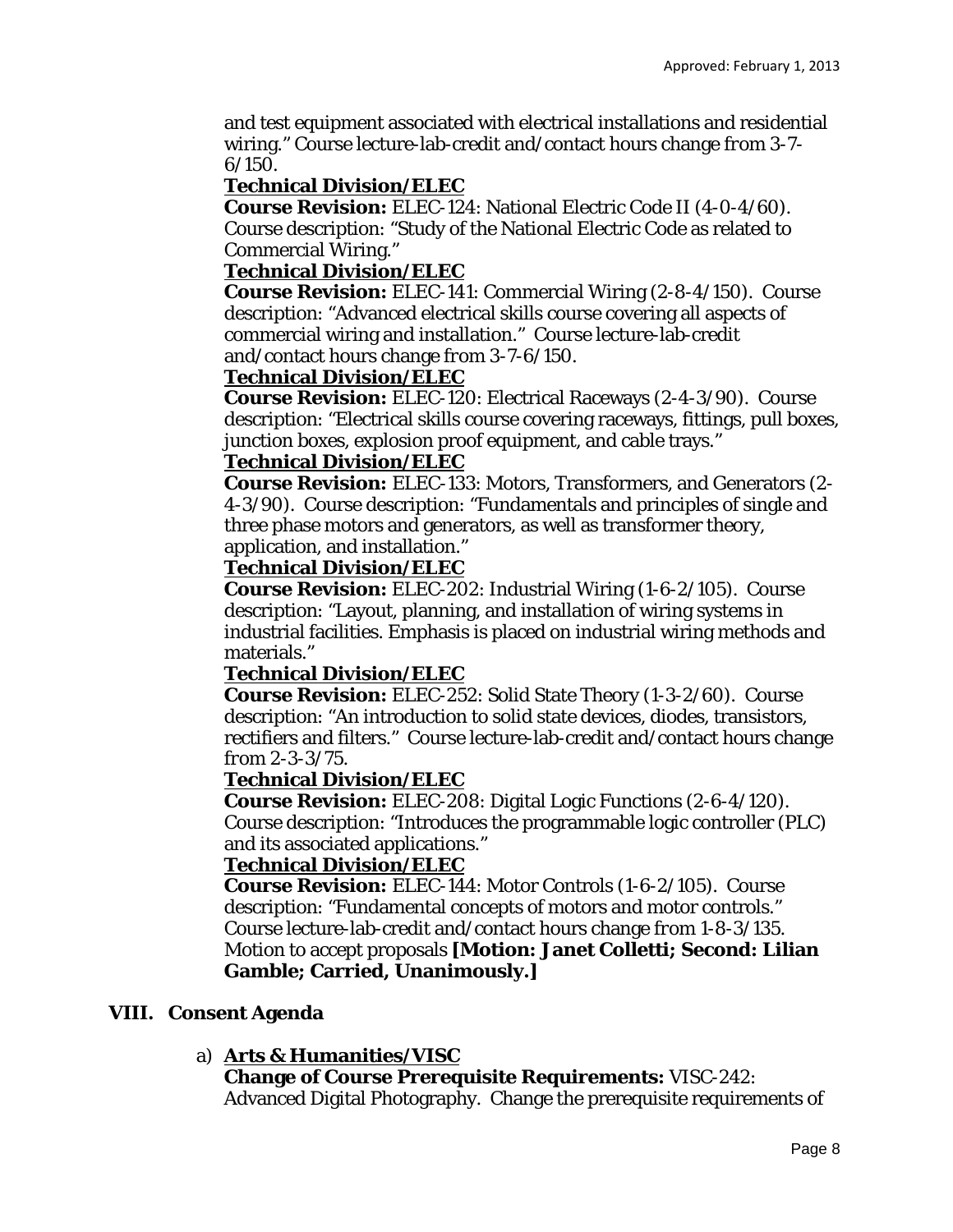and test equipment associated with electrical installations and residential wiring." Course lecture-lab-credit and/contact hours change from 3-7-6/150.

**Technical Division/ELEC**

**Course Revision:** ELEC-124: National Electric Code II (4-0-4/60). Course description: "Study of the National Electric Code as related to Commercial Wiring."

**Technical Division/ELEC**

**Course Revision:** ELEC-141: Commercial Wiring (2-8-4/150). Course description: "Advanced electrical skills course covering all aspects of commercial wiring and installation." Course lecture-lab-credit and/contact hours change from 3-7-6/150.

**Technical Division/ELEC**

**Course Revision:** ELEC-120: Electrical Raceways (2-4-3/90). Course description: "Electrical skills course covering raceways, fittings, pull boxes, junction boxes, explosion proof equipment, and cable trays."

**Technical Division/ELEC**

**Course Revision:** ELEC-133: Motors, Transformers, and Generators (2-4-3/90). Course description: "Fundamentals and principles of single and three phase motors and generators, as well as transformer theory, application, and installation."

**Technical Division/ELEC**

**Course Revision:** ELEC-202: Industrial Wiring (1-6-2/105). Course description: "Layout, planning, and installation of wiring systems in industrial facilities. Emphasis is placed on industrial wiring methods and materials."

**Technical Division/ELEC**

**Course Revision:** ELEC-252: Solid State Theory (1-3-2/60). Course description: "An introduction to solid state devices, diodes, transistors, rectifiers and filters." Course lecture-lab-credit and/contact hours change from 2-3-3/75.

**Technical Division/ELEC**

**Course Revision:** ELEC-208: Digital Logic Functions (2-6-4/120). Course description: "Introduces the programmable logic controller (PLC) and its associated applications."

**Technical Division/ELEC**

**Course Revision:** ELEC-144: Motor Controls (1-6-2/105). Course description: "Fundamental concepts of motors and motor controls." Course lecture-lab-credit and/contact hours change from 1-8-3/135. Motion to accept proposals **[Motion: Janet Colletti; Second: Lilian Gamble; Carried, Unanimously.]**

## VIII. Consent Agenda

a) **Arts & Humanities/VISC**

**Change of Course Prerequisite Requirements:** VISC-242: Advanced Digital Photography. Change the prerequisite requirements of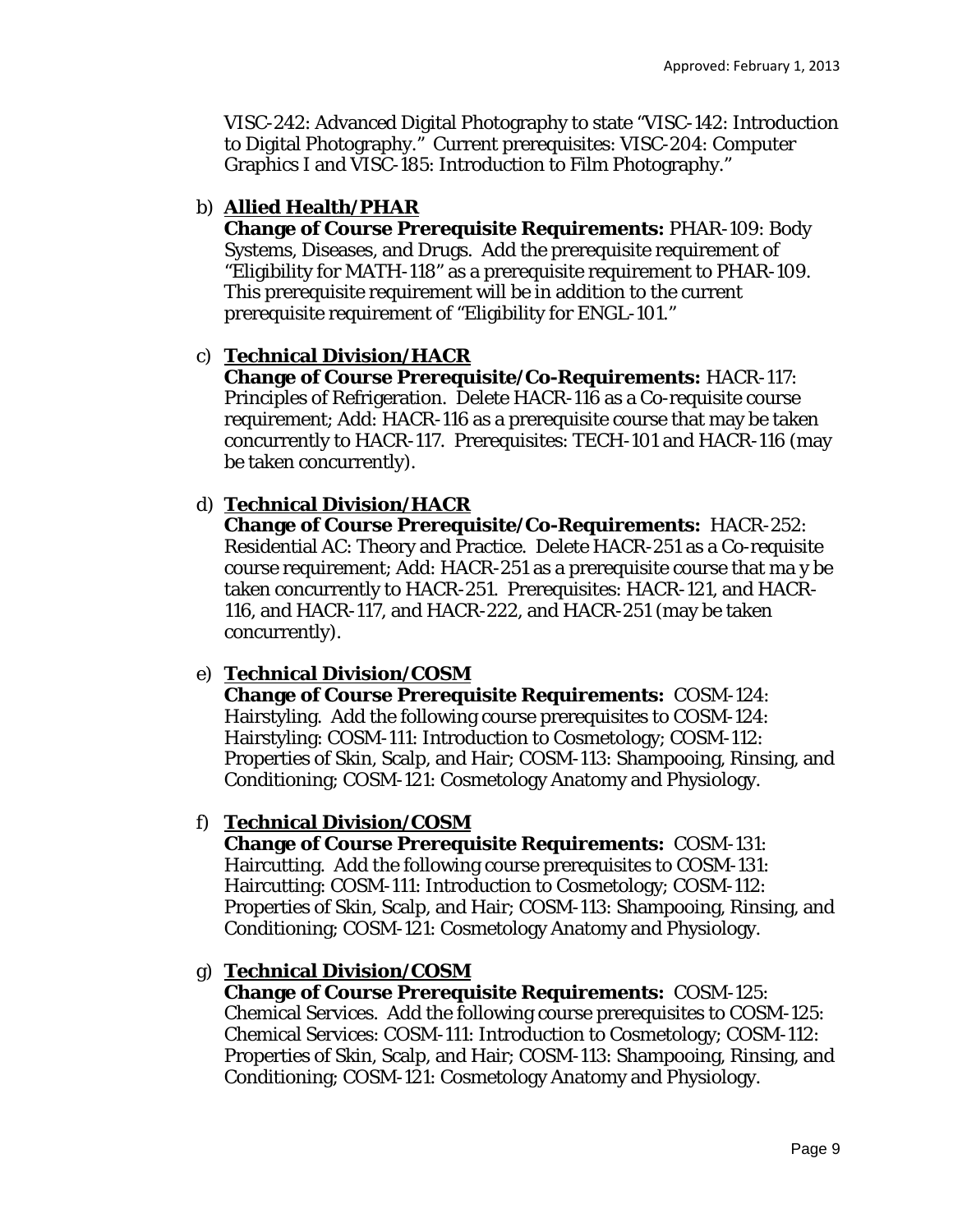VISC-242: Advanced Digital Photography to state "VISC-142: Introduction to Digital Photography." Current prerequisites: VISC-204: Computer Graphics I and VISC-185: Introduction to Film Photography."

b) **Allied Health/PHAR**
**Change of Course Prerequisite Requirements:** PHAR-109: Body Systems, Diseases, and Drugs. Add the prerequisite requirement of "Eligibility for MATH-118" as a prerequisite requirement to PHAR-109. This prerequisite requirement will be in addition to the current prerequisite requirement of "Eligibility for ENGL-101."

c) **Technical Division/HACR**
**Change of Course Prerequisite/Co-Requirements:** HACR-117: Principles of Refrigeration. Delete HACR-116 as a Co-requisite course requirement; Add: HACR-116 as a prerequisite course that may be taken concurrently to HACR-117. Prerequisites: TECH-101 and HACR-116 (may be taken concurrently).

d) **Technical Division/HACR**
**Change of Course Prerequisite/Co-Requirements:** HACR-252: Residential AC: Theory and Practice. Delete HACR-251 as a Co-requisite course requirement; Add: HACR-251 as a prerequisite course that ma y be taken concurrently to HACR-251. Prerequisites: HACR-121, and HACR-116, and HACR-117, and HACR-222, and HACR-251 (may be taken concurrently).

e) **Technical Division/COSM**
**Change of Course Prerequisite Requirements:** COSM-124: Hairstyling. Add the following course prerequisites to COSM-124: Hairstyling: COSM-111: Introduction to Cosmetology; COSM-112: Properties of Skin, Scalp, and Hair; COSM-113: Shampooing, Rinsing, and Conditioning; COSM-121: Cosmetology Anatomy and Physiology.

f) **Technical Division/COSM**
**Change of Course Prerequisite Requirements:** COSM-131: Haircutting. Add the following course prerequisites to COSM-131: Haircutting: COSM-111: Introduction to Cosmetology; COSM-112: Properties of Skin, Scalp, and Hair; COSM-113: Shampooing, Rinsing, and Conditioning; COSM-121: Cosmetology Anatomy and Physiology.

g) **Technical Division/COSM**
**Change of Course Prerequisite Requirements:** COSM-125: Chemical Services. Add the following course prerequisites to COSM-125: Chemical Services: COSM-111: Introduction to Cosmetology; COSM-112: Properties of Skin, Scalp, and Hair; COSM-113: Shampooing, Rinsing, and Conditioning; COSM-121: Cosmetology Anatomy and Physiology.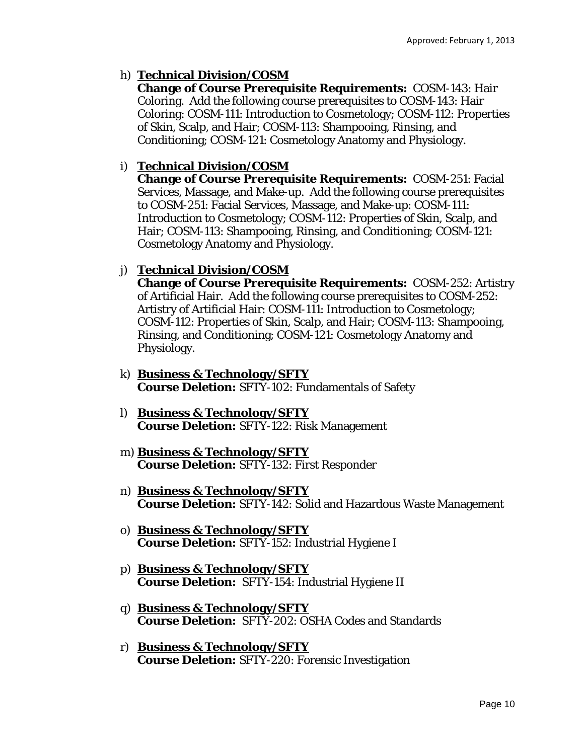h) **Technical Division/COSM**
   **Change of Course Prerequisite Requirements:** COSM-143: Hair Coloring. Add the following course prerequisites to COSM-143: Hair Coloring: COSM-111: Introduction to Cosmetology; COSM-112: Properties of Skin, Scalp, and Hair; COSM-113: Shampooing, Rinsing, and Conditioning; COSM-121: Cosmetology Anatomy and Physiology.

i) **Technical Division/COSM**
   **Change of Course Prerequisite Requirements:** COSM-251: Facial Services, Massage, and Make-up. Add the following course prerequisites to COSM-251: Facial Services, Massage, and Make-up: COSM-111: Introduction to Cosmetology; COSM-112: Properties of Skin, Scalp, and Hair; COSM-113: Shampooing, Rinsing, and Conditioning; COSM-121: Cosmetology Anatomy and Physiology.

j) **Technical Division/COSM**
   **Change of Course Prerequisite Requirements:** COSM-252: Artistry of Artificial Hair. Add the following course prerequisites to COSM-252: Artistry of Artificial Hair: COSM-111: Introduction to Cosmetology; COSM-112: Properties of Skin, Scalp, and Hair; COSM-113: Shampooing, Rinsing, and Conditioning; COSM-121: Cosmetology Anatomy and Physiology.

k) **Business & Technology/SFTY**
   **Course Deletion:** SFTY-102: Fundamentals of Safety

l) **Business & Technology/SFTY**
   **Course Deletion:** SFTY-122: Risk Management

m) **Business & Technology/SFTY**
   **Course Deletion:** SFTY-132: First Responder

n) **Business & Technology/SFTY**
   **Course Deletion:** SFTY-142: Solid and Hazardous Waste Management

o) **Business & Technology/SFTY**
   **Course Deletion:** SFTY-152: Industrial Hygiene I

p) **Business & Technology/SFTY**
   **Course Deletion:** SFTY-154: Industrial Hygiene II

q) **Business & Technology/SFTY**
   **Course Deletion:** SFTY-202: OSHA Codes and Standards

r) **Business & Technology/SFTY**
   **Course Deletion:** SFTY-220: Forensic Investigation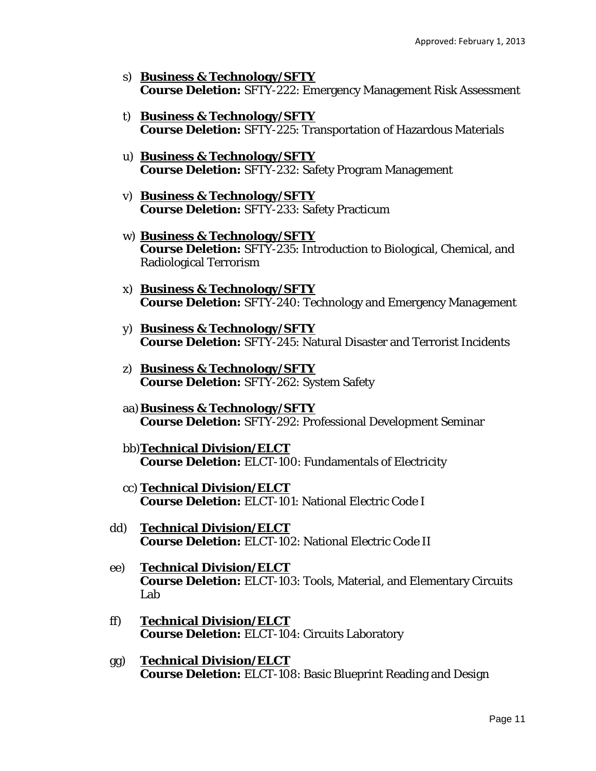s) **<u>Business & Technology/SFTY</u>**
**Course Deletion:** SFTY-222: Emergency Management Risk Assessment

t) **<u>Business & Technology/SFTY</u>**
**Course Deletion:** SFTY-225: Transportation of Hazardous Materials

u) **<u>Business & Technology/SFTY</u>**
**Course Deletion:** SFTY-232: Safety Program Management

v) **<u>Business & Technology/SFTY</u>**
**Course Deletion:** SFTY-233: Safety Practicum

w) **<u>Business & Technology/SFTY</u>**
**Course Deletion:** SFTY-235: Introduction to Biological, Chemical, and Radiological Terrorism

x) **<u>Business & Technology/SFTY</u>**
**Course Deletion:** SFTY-240: Technology and Emergency Management

y) **<u>Business & Technology/SFTY</u>**
**Course Deletion:** SFTY-245: Natural Disaster and Terrorist Incidents

z) **<u>Business & Technology/SFTY</u>**
**Course Deletion:** SFTY-262: System Safety

aa) **<u>Business & Technology/SFTY</u>**
**Course Deletion:** SFTY-292: Professional Development Seminar

bb) **<u>Technical Division/ELCT</u>**
**Course Deletion:** ELCT-100: Fundamentals of Electricity

cc) **<u>Technical Division/ELCT</u>**
**Course Deletion:** ELCT-101: National Electric Code I

dd) **<u>Technical Division/ELCT</u>**
**Course Deletion:** ELCT-102: National Electric Code II

ee) **<u>Technical Division/ELCT</u>**
**Course Deletion:** ELCT-103: Tools, Material, and Elementary Circuits Lab

ff) **<u>Technical Division/ELCT</u>**
**Course Deletion:** ELCT-104: Circuits Laboratory

gg) **<u>Technical Division/ELCT</u>**
**Course Deletion:** ELCT-108: Basic Blueprint Reading and Design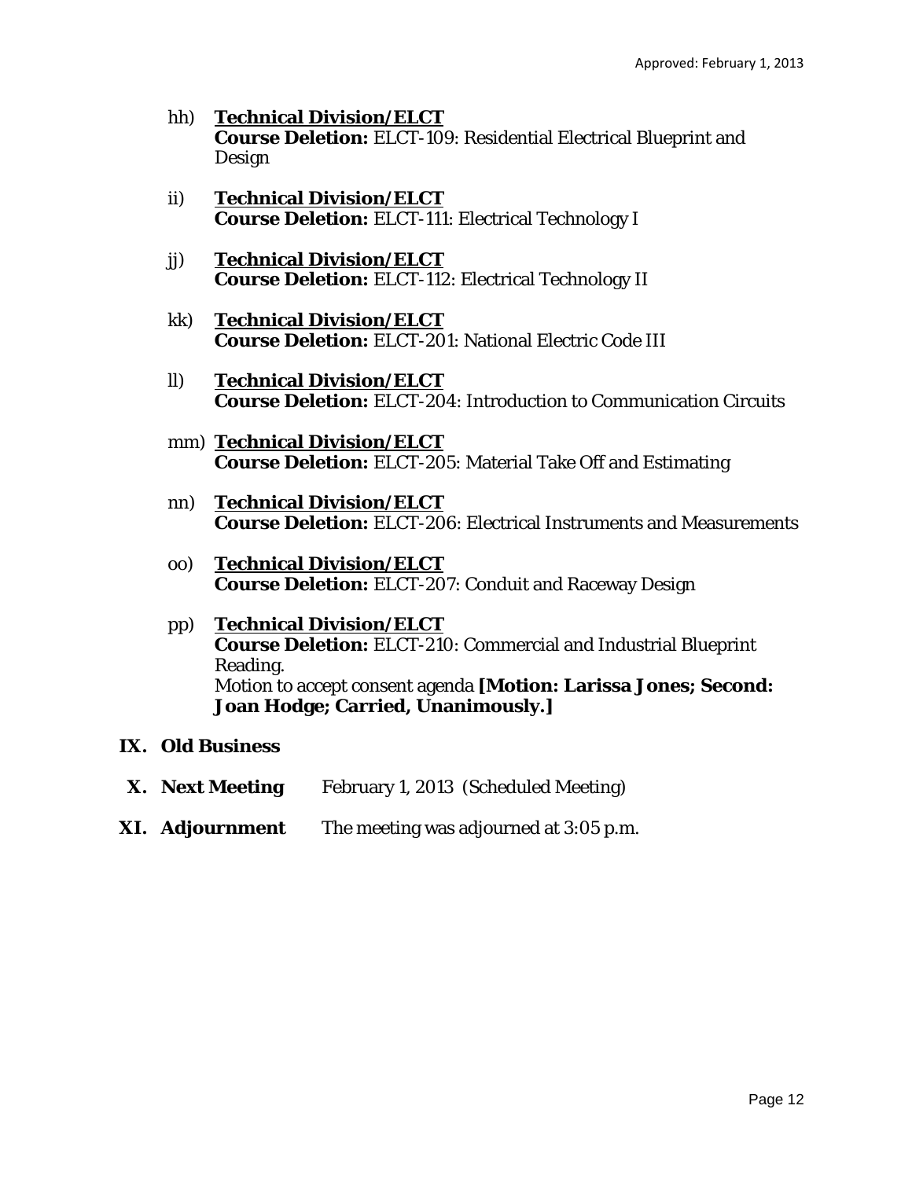hh) **Technical Division/ELCT**
**Course Deletion:** ELCT-109: Residential Electrical Blueprint and Design

ii) **Technical Division/ELCT**
**Course Deletion:** ELCT-111: Electrical Technology I

jj) **Technical Division/ELCT**
**Course Deletion:** ELCT-112: Electrical Technology II

kk) **Technical Division/ELCT**
**Course Deletion:** ELCT-201: National Electric Code III

ll) **Technical Division/ELCT**
**Course Deletion:** ELCT-204: Introduction to Communication Circuits

mm) **Technical Division/ELCT**
**Course Deletion:** ELCT-205: Material Take Off and Estimating

nn) **Technical Division/ELCT**
**Course Deletion:** ELCT-206: Electrical Instruments and Measurements

oo) **Technical Division/ELCT**
**Course Deletion:** ELCT-207: Conduit and Raceway Design

pp) **Technical Division/ELCT**
**Course Deletion:** ELCT-210: Commercial and Industrial Blueprint Reading.
Motion to accept consent agenda **[Motion: Larissa Jones; Second: Joan Hodge; Carried, Unanimously.]**

**IX. Old Business**

**X. Next Meeting** February 1, 2013 (Scheduled Meeting)

**XI. Adjournment** The meeting was adjourned at 3:05 p.m.